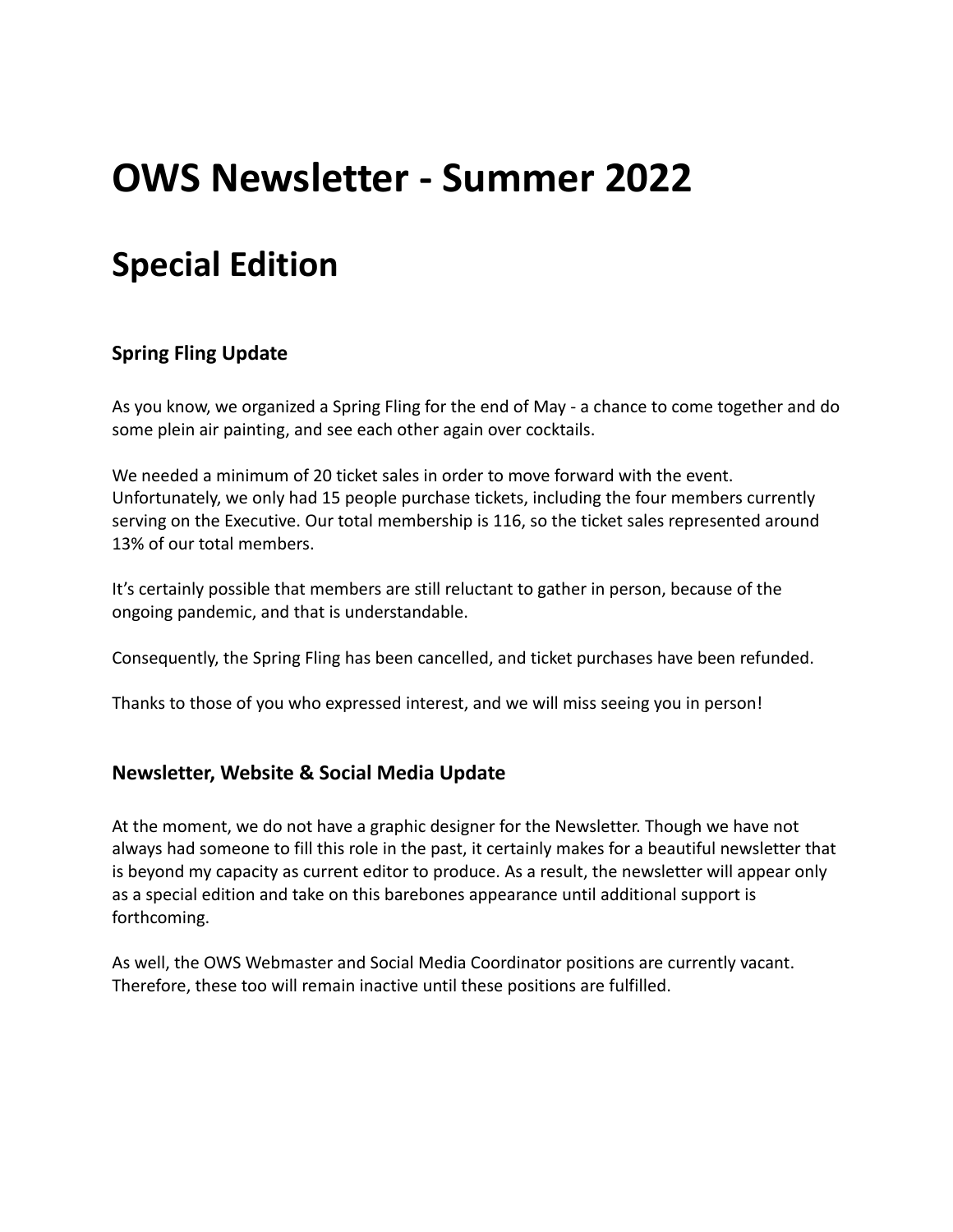# OWS Newsletter - Summer 2022

# Special Edition

### Spring Fling Update

As you know, we organized a Spring Fling for the end of May - a chance to come together and do some plein air painting, and see each other again over cocktails.

We needed a minimum of 20 ticket sales in order to move forward with the event. Unfortunately, we only had 15 people purchase tickets, including the four members currently serving on the Executive. Our total membership is 116, so the ticket sales represented around 13% of our total members.

It's certainly possible that members are still reluctant to gather in person, because of the ongoing pandemic, and that is understandable.

Consequently, the Spring Fling has been cancelled, and ticket purchases have been refunded.

Thanks to those of you who expressed interest, and we will miss seeing you in person!

### Newsletter, Website & Social Media Update

At the moment, we do not have a graphic designer for the Newsletter. Though we have not always had someone to fill this role in the past, it certainly makes for a beautiful newsletter that is beyond my capacity as current editor to produce. As a result, the newsletter will appear only as a special edition and take on this barebones appearance until additional support is forthcoming.

As well, the OWS Webmaster and Social Media Coordinator positions are currently vacant. Therefore, these too will remain inactive until these positions are fulfilled.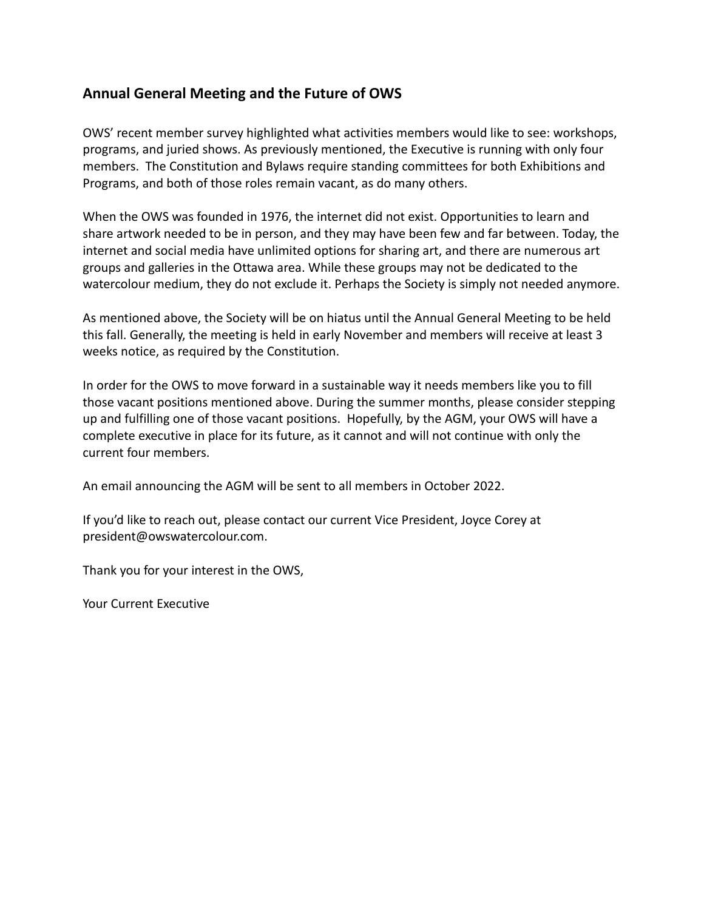## Annual General Meeting and the Future of OWS

OWS' recent member survey highlighted what activities members would like to see: workshops, programs, and juried shows. As previously mentioned, the Executive is running with only four members. The Constitution and Bylaws require standing committees for both Exhibitions and Programs, and both of those roles remain vacant, as do many others.

When the OWS was founded in 1976, the internet did not exist. Opportunities to learn and share artwork needed to be in person, and they may have been few and far between. Today, the internet and social media have unlimited options for sharing art, and there are numerous art groups and galleries in the Ottawa area. While these groups may not be dedicated to the watercolour medium, they do not exclude it. Perhaps the Society is simply not needed anymore.

As mentioned above, the Society will be on hiatus until the Annual General Meeting to be held this fall. Generally, the meeting is held in early November and members will receive at least 3 weeks notice, as required by the Constitution.

In order for the OWS to move forward in a sustainable way it needs members like you to fill those vacant positions mentioned above. During the summer months, please consider stepping up and fulfilling one of those vacant positions. Hopefully, by the AGM, your OWS will have a complete executive in place for its future, as it cannot and will not continue with only the current four members.

An email announcing the AGM will be sent to all members in October 2022.

If you'd like to reach out, please contact our current Vice President, Joyce Corey at president@owswatercolour.com.

Thank you for your interest in the OWS,

Your Current Executive